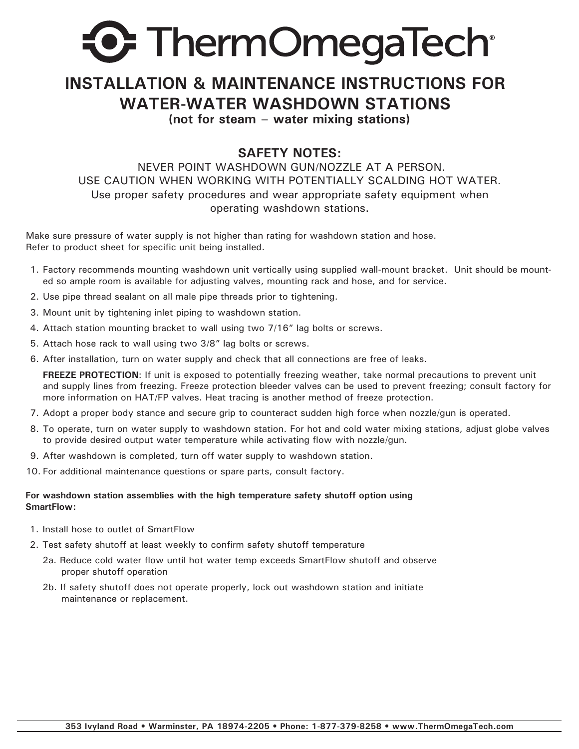# ThermOmegaTech®

## INSTALLATION & MAINTENANCE INSTRUCTIONS FOR WATER-WATER WASHDOWN STATIONS

**(not for steam – water mixing stations)**

### SAFETY NOTES:

NEVER POINT WASHDOWN GUN/NOZZLE AT A PERSON.
USE CAUTION WHEN WORKING WITH POTENTIALLY SCALDING HOT WATER.
Use proper safety procedures and wear appropriate safety equipment when operating washdown stations.

Make sure pressure of water supply is not higher than rating for washdown station and hose.
Refer to product sheet for specific unit being installed.

1. Factory recommends mounting washdown unit vertically using supplied wall-mount bracket. Unit should be mounted so ample room is available for adjusting valves, mounting rack and hose, and for service.
2. Use pipe thread sealant on all male pipe threads prior to tightening.
3. Mount unit by tightening inlet piping to washdown station.
4. Attach station mounting bracket to wall using two 7/16" lag bolts or screws.
5. Attach hose rack to wall using two 3/8" lag bolts or screws.
6. After installation, turn on water supply and check that all connections are free of leaks.

   **FREEZE PROTECTION**: If unit is exposed to potentially freezing weather, take normal precautions to prevent unit and supply lines from freezing. Freeze protection bleeder valves can be used to prevent freezing; consult factory for more information on HAT/FP valves. Heat tracing is another method of freeze protection.
7. Adopt a proper body stance and secure grip to counteract sudden high force when nozzle/gun is operated.
8. To operate, turn on water supply to washdown station. For hot and cold water mixing stations, adjust globe valves to provide desired output water temperature while activating flow with nozzle/gun.
9. After washdown is completed, turn off water supply to washdown station.
10. For additional maintenance questions or spare parts, consult factory.

**For washdown station assemblies with the high temperature safety shutoff option using SmartFlow:**

1. Install hose to outlet of SmartFlow
2. Test safety shutoff at least weekly to confirm safety shutoff temperature

   2a. Reduce cold water flow until hot water temp exceeds SmartFlow shutoff and observe proper shutoff operation

   2b. If safety shutoff does not operate properly, lock out washdown station and initiate maintenance or replacement.

353 Ivyland Road • Warminster, PA 18974-2205 • Phone: 1-877-379-8258 • www.ThermOmegaTech.com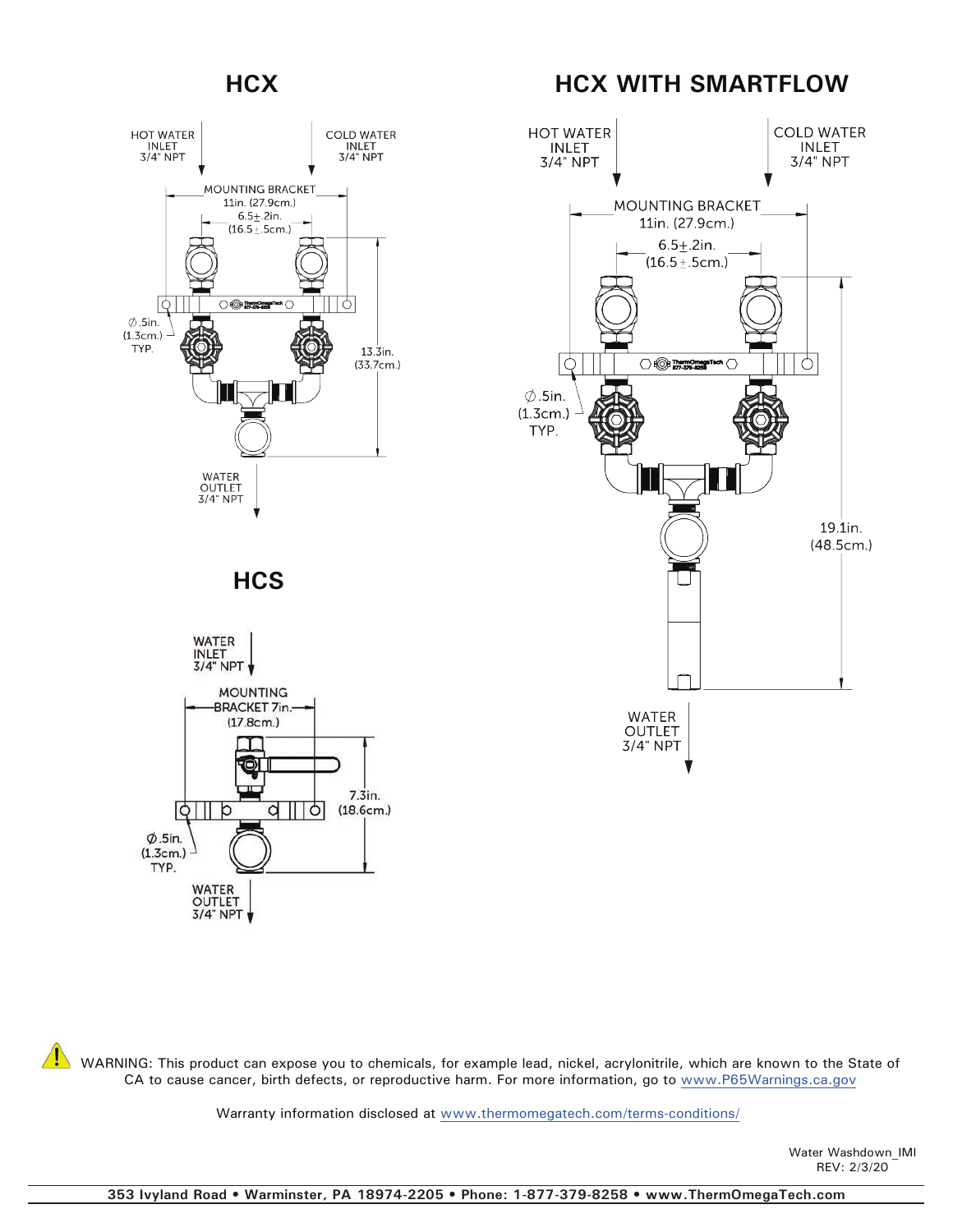## HCX

HOT WATER INLET 3/4" NPT

COLD WATER INLET 3/4" NPT

MOUNTING BRACKET 11in. (27.9cm.)

6.5±.2in. (16.5±.5cm.)

∅.5in. (1.3cm.) TYP.

13.3in. (33.7cm.)

WATER OUTLET 3/4" NPT

## HCX WITH SMARTFLOW

HOT WATER INLET 3/4" NPT

COLD WATER INLET 3/4" NPT

MOUNTING BRACKET 11in. (27.9cm.)

6.5±.2in. (16.5±.5cm.)

∅.5in. (1.3cm.) TYP.

19.1in. (48.5cm.)

WATER OUTLET 3/4" NPT

## HCS

WATER INLET 3/4" NPT

MOUNTING BRACKET 7in. (17.8cm.)

7.3in. (18.6cm.)

∅.5in. (1.3cm.) TYP.

WATER OUTLET 3/4" NPT

WARNING: This product can expose you to chemicals, for example lead, nickel, acrylonitrile, which are known to the State of CA to cause cancer, birth defects, or reproductive harm. For more information, go to www.P65Warnings.ca.gov

Warranty information disclosed at www.thermomegatech.com/terms-conditions/

Water Washdown_IMI
REV: 2/3/20

**353 Ivyland Road • Warminster, PA 18974-2205 • Phone: 1-877-379-8258 • www.ThermOmegaTech.com**